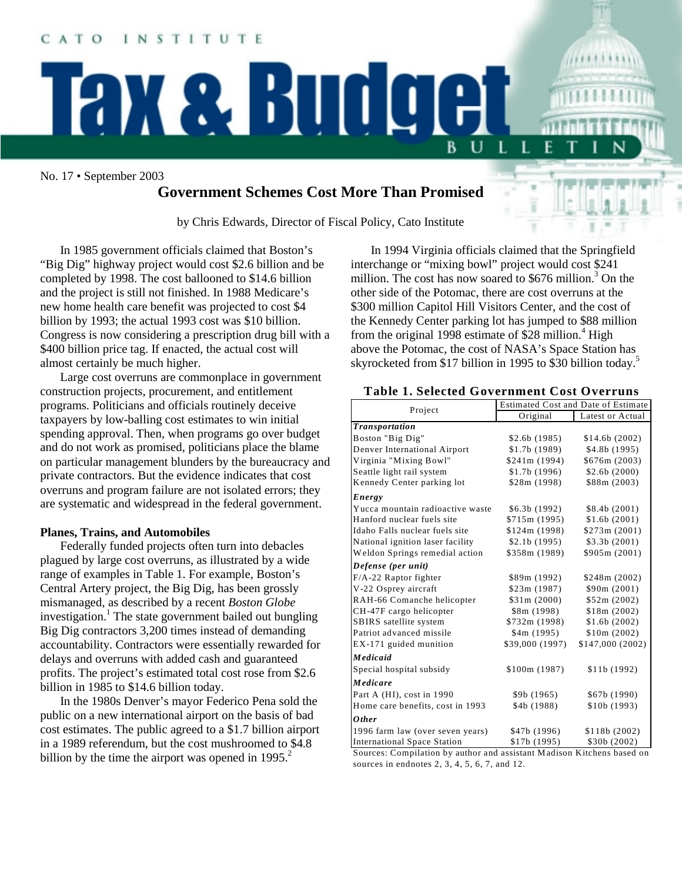CATO INSTITUTE

# Tax & Budget BULLETIN

No. 17 • September 2003

## Government Schemes Cost More Than Promised

by Chris Edwards, Director of Fiscal Policy, Cato Institute

In 1985 government officials claimed that Boston's "Big Dig" highway project would cost \$2.6 billion and be completed by 1998. The cost ballooned to \$14.6 billion and the project is still not finished. In 1988 Medicare's new home health care benefit was projected to cost \$4 billion by 1993; the actual 1993 cost was \$10 billion. Congress is now considering a prescription drug bill with a \$400 billion price tag. If enacted, the actual cost will almost certainly be much higher.

Large cost overruns are commonplace in government construction projects, procurement, and entitlement programs. Politicians and officials routinely deceive taxpayers by low-balling cost estimates to win initial spending approval. Then, when programs go over budget and do not work as promised, politicians place the blame on particular management blunders by the bureaucracy and private contractors. But the evidence indicates that cost overruns and program failure are not isolated errors; they are systematic and widespread in the federal government.

### Planes, Trains, and Automobiles

Federally funded projects often turn into debacles plagued by large cost overruns, as illustrated by a wide range of examples in Table 1. For example, Boston's Central Artery project, the Big Dig, has been grossly mismanaged, as described by a recent *Boston Globe* investigation.[1] The state government bailed out bungling Big Dig contractors 3,200 times instead of demanding accountability. Contractors were essentially rewarded for delays and overruns with added cash and guaranteed profits. The project's estimated total cost rose from \$2.6 billion in 1985 to \$14.6 billion today.

In the 1980s Denver's mayor Federico Pena sold the public on a new international airport on the basis of bad cost estimates. The public agreed to a \$1.7 billion airport in a 1989 referendum, but the cost mushroomed to \$4.8 billion by the time the airport was opened in 1995.[2]

In 1994 Virginia officials claimed that the Springfield interchange or "mixing bowl" project would cost \$241 million. The cost has now soared to \$676 million.[3] On the other side of the Potomac, there are cost overruns at the \$300 million Capitol Hill Visitors Center, and the cost of the Kennedy Center parking lot has jumped to \$88 million from the original 1998 estimate of \$28 million.[4] High above the Potomac, the cost of NASA's Space Station has skyrocketed from \$17 billion in 1995 to \$30 billion today.[5]

**Table 1. Selected Government Cost Overruns**

| Project | Estimated Cost and Date of Estimate | |
|---|---|---|
| | Original | Latest or Actual |
| ***Transportation*** | | |
| Boston "Big Dig" | \$2.6b (1985) | \$14.6b (2002) |
| Denver International Airport | \$1.7b (1989) | \$4.8b (1995) |
| Virginia "Mixing Bowl" | \$241m (1994) | \$676m (2003) |
| Seattle light rail system | \$1.7b (1996) | \$2.6b (2000) |
| Kennedy Center parking lot | \$28m (1998) | \$88m (2003) |
| ***Energy*** | | |
| Yucca mountain radioactive waste | \$6.3b (1992) | \$8.4b (2001) |
| Hanford nuclear fuels site | \$715m (1995) | \$1.6b (2001) |
| Idaho Falls nuclear fuels site | \$124m (1998) | \$273m (2001) |
| National ignition laser facility | \$2.1b (1995) | \$3.3b (2001) |
| Weldon Springs remedial action | \$358m (1989) | \$905m (2001) |
| ***Defense (per unit)*** | | |
| F/A-22 Raptor fighter | \$89m (1992) | \$248m (2002) |
| V-22 Osprey aircraft | \$23m (1987) | \$90m (2001) |
| RAH-66 Comanche helicopter | \$31m (2000) | \$52m (2002) |
| CH-47F cargo helicopter | \$8m (1998) | \$18m (2002) |
| SBIRS satellite system | \$732m (1998) | \$1.6b (2002) |
| Patriot advanced missile | \$4m (1995) | \$10m (2002) |
| EX-171 guided munition | \$39,000 (1997) | \$147,000 (2002) |
| ***Medicaid*** | | |
| Special hospital subsidy | \$100m (1987) | \$11b (1992) |
| ***Medicare*** | | |
| Part A (HI), cost in 1990 | \$9b (1965) | \$67b (1990) |
| Home care benefits, cost in 1993 | \$4b (1988) | \$10b (1993) |
| ***Other*** | | |
| 1996 farm law (over seven years) | \$47b (1996) | \$118b (2002) |
| International Space Station | \$17b (1995) | \$30b (2002) |

Sources: Compilation by author and assistant Madison Kitchens based on sources in endnotes 2, 3, 4, 5, 6, 7, and 12.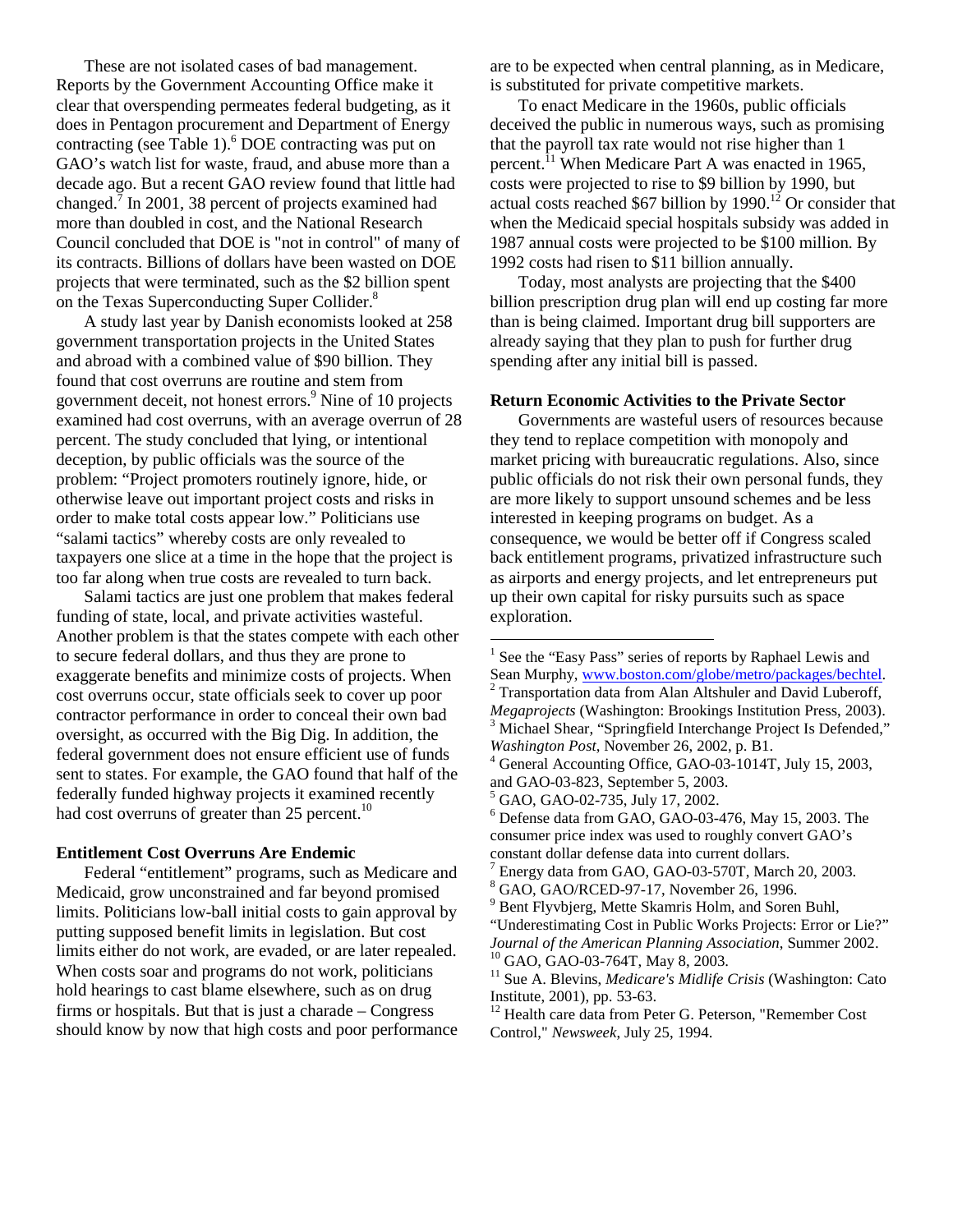These are not isolated cases of bad management. Reports by the Government Accounting Office make it clear that overspending permeates federal budgeting, as it does in Pentagon procurement and Department of Energy contracting (see Table 1).[6] DOE contracting was put on GAO's watch list for waste, fraud, and abuse more than a decade ago. But a recent GAO review found that little had changed.[7] In 2001, 38 percent of projects examined had more than doubled in cost, and the National Research Council concluded that DOE is "not in control" of many of its contracts. Billions of dollars have been wasted on DOE projects that were terminated, such as the $2 billion spent on the Texas Superconducting Super Collider.[8]

A study last year by Danish economists looked at 258 government transportation projects in the United States and abroad with a combined value of $90 billion. They found that cost overruns are routine and stem from government deceit, not honest errors.[9] Nine of 10 projects examined had cost overruns, with an average overrun of 28 percent. The study concluded that lying, or intentional deception, by public officials was the source of the problem: "Project promoters routinely ignore, hide, or otherwise leave out important project costs and risks in order to make total costs appear low." Politicians use "salami tactics" whereby costs are only revealed to taxpayers one slice at a time in the hope that the project is too far along when true costs are revealed to turn back.

Salami tactics are just one problem that makes federal funding of state, local, and private activities wasteful. Another problem is that the states compete with each other to secure federal dollars, and thus they are prone to exaggerate benefits and minimize costs of projects. When cost overruns occur, state officials seek to cover up poor contractor performance in order to conceal their own bad oversight, as occurred with the Big Dig. In addition, the federal government does not ensure efficient use of funds sent to states. For example, the GAO found that half of the federally funded highway projects it examined recently had cost overruns of greater than 25 percent.[10]

**Entitlement Cost Overruns Are Endemic**

Federal "entitlement" programs, such as Medicare and Medicaid, grow unconstrained and far beyond promised limits. Politicians low-ball initial costs to gain approval by putting supposed benefit limits in legislation. But cost limits either do not work, are evaded, or are later repealed. When costs soar and programs do not work, politicians hold hearings to cast blame elsewhere, such as on drug firms or hospitals. But that is just a charade – Congress should know by now that high costs and poor performance are to be expected when central planning, as in Medicare, is substituted for private competitive markets.

To enact Medicare in the 1960s, public officials deceived the public in numerous ways, such as promising that the payroll tax rate would not rise higher than 1 percent.[11] When Medicare Part A was enacted in 1965, costs were projected to rise to $9 billion by 1990, but actual costs reached $67 billion by 1990.[12] Or consider that when the Medicaid special hospitals subsidy was added in 1987 annual costs were projected to be $100 million. By 1992 costs had risen to $11 billion annually.

Today, most analysts are projecting that the $400 billion prescription drug plan will end up costing far more than is being claimed. Important drug bill supporters are already saying that they plan to push for further drug spending after any initial bill is passed.

**Return Economic Activities to the Private Sector**

Governments are wasteful users of resources because they tend to replace competition with monopoly and market pricing with bureaucratic regulations. Also, since public officials do not risk their own personal funds, they are more likely to support unsound schemes and be less interested in keeping programs on budget. As a consequence, we would be better off if Congress scaled back entitlement programs, privatized infrastructure such as airports and energy projects, and let entrepreneurs put up their own capital for risky pursuits such as space exploration.

---

[1] See the "Easy Pass" series of reports by Raphael Lewis and Sean Murphy, www.boston.com/globe/metro/packages/bechtel.
[2] Transportation data from Alan Altshuler and David Luberoff, *Megaprojects* (Washington: Brookings Institution Press, 2003).
[3] Michael Shear, "Springfield Interchange Project Is Defended," *Washington Post*, November 26, 2002, p. B1.
[4] General Accounting Office, GAO-03-1014T, July 15, 2003, and GAO-03-823, September 5, 2003.
[5] GAO, GAO-02-735, July 17, 2002.
[6] Defense data from GAO, GAO-03-476, May 15, 2003. The consumer price index was used to roughly convert GAO's constant dollar defense data into current dollars.
[7] Energy data from GAO, GAO-03-570T, March 20, 2003.
[8] GAO, GAO/RCED-97-17, November 26, 1996.
[9] Bent Flyvbjerg, Mette Skamris Holm, and Soren Buhl, "Underestimating Cost in Public Works Projects: Error or Lie?" *Journal of the American Planning Association*, Summer 2002.
[10] GAO, GAO-03-764T, May 8, 2003.
[11] Sue A. Blevins, *Medicare's Midlife Crisis* (Washington: Cato Institute, 2001), pp. 53-63.
[12] Health care data from Peter G. Peterson, "Remember Cost Control," *Newsweek*, July 25, 1994.